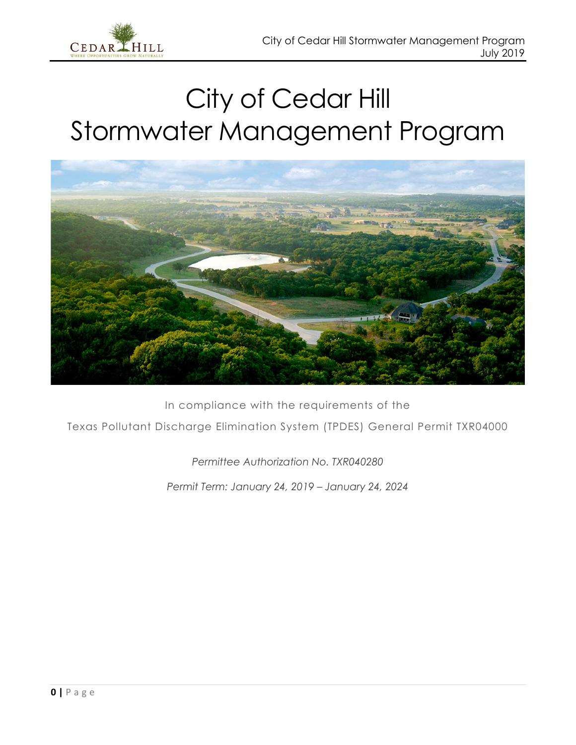# City of Cedar Hill Stormwater Management Program

In compliance with the requirements of the

Texas Pollutant Discharge Elimination System (TPDES) General Permit TXR04000

*Permittee Authorization No. TXR040280*

*Permit Term: January 24, 2019 – January 24, 2024*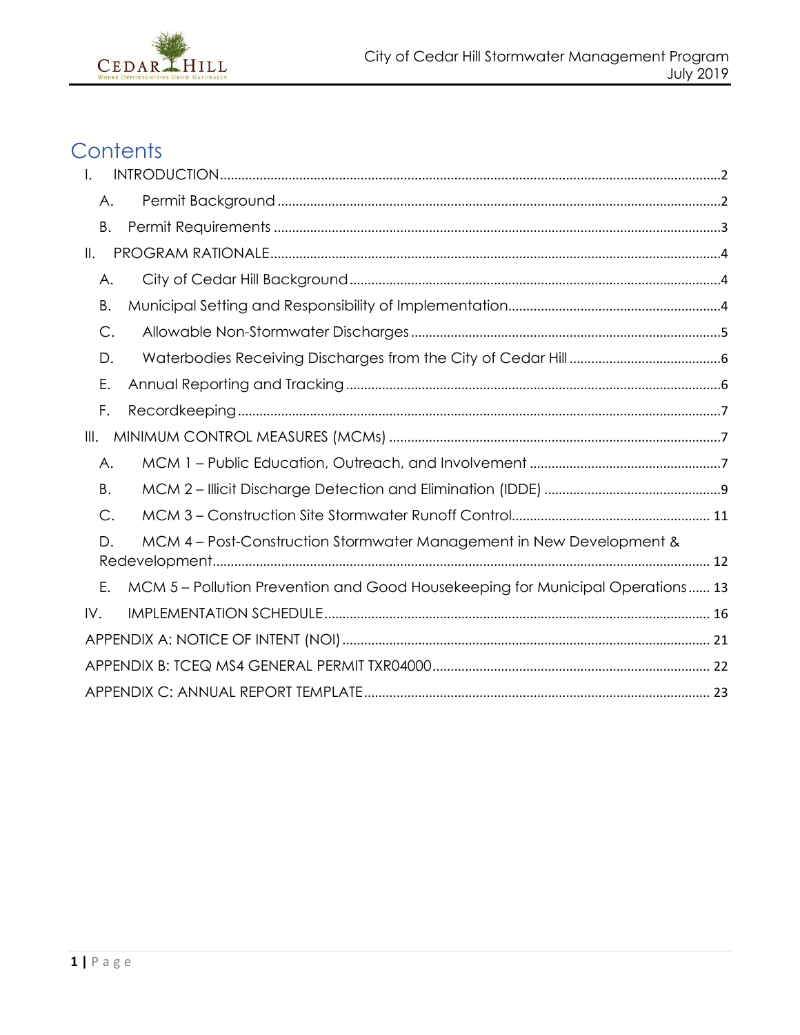# Contents

- I. INTRODUCTION ..... 2
  - A. Permit Background ..... 2
  - B. Permit Requirements ..... 3
- II. PROGRAM RATIONALE ..... 4
  - A. City of Cedar Hill Background ..... 4
  - B. Municipal Setting and Responsibility of Implementation ..... 4
  - C. Allowable Non-Stormwater Discharges ..... 5
  - D. Waterbodies Receiving Discharges from the City of Cedar Hill ..... 6
  - E. Annual Reporting and Tracking ..... 6
  - F. Recordkeeping ..... 7
- III. MINIMUM CONTROL MEASURES (MCMs) ..... 7
  - A. MCM 1 – Public Education, Outreach, and Involvement ..... 7
  - B. MCM 2 – Illicit Discharge Detection and Elimination (IDDE) ..... 9
  - C. MCM 3 – Construction Site Stormwater Runoff Control ..... 11
  - D. MCM 4 – Post-Construction Stormwater Management in New Development & Redevelopment ..... 12
  - E. MCM 5 – Pollution Prevention and Good Housekeeping for Municipal Operations ..... 13
- IV. IMPLEMENTATION SCHEDULE ..... 16
- APPENDIX A: NOTICE OF INTENT (NOI) ..... 21
- APPENDIX B: TCEQ MS4 GENERAL PERMIT TXR04000 ..... 22
- APPENDIX C: ANNUAL REPORT TEMPLATE ..... 23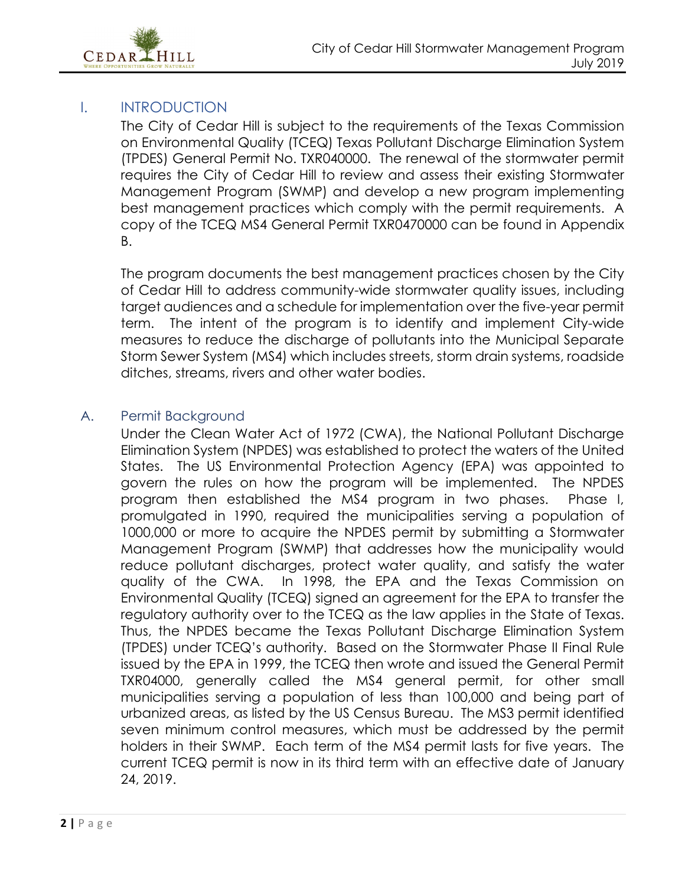# I. INTRODUCTION

The City of Cedar Hill is subject to the requirements of the Texas Commission on Environmental Quality (TCEQ) Texas Pollutant Discharge Elimination System (TPDES) General Permit No. TXR040000. The renewal of the stormwater permit requires the City of Cedar Hill to review and assess their existing Stormwater Management Program (SWMP) and develop a new program implementing best management practices which comply with the permit requirements. A copy of the TCEQ MS4 General Permit TXR0470000 can be found in Appendix B.

The program documents the best management practices chosen by the City of Cedar Hill to address community-wide stormwater quality issues, including target audiences and a schedule for implementation over the five-year permit term. The intent of the program is to identify and implement City-wide measures to reduce the discharge of pollutants into the Municipal Separate Storm Sewer System (MS4) which includes streets, storm drain systems, roadside ditches, streams, rivers and other water bodies.

## A. Permit Background

Under the Clean Water Act of 1972 (CWA), the National Pollutant Discharge Elimination System (NPDES) was established to protect the waters of the United States. The US Environmental Protection Agency (EPA) was appointed to govern the rules on how the program will be implemented. The NPDES program then established the MS4 program in two phases. Phase I, promulgated in 1990, required the municipalities serving a population of 1000,000 or more to acquire the NPDES permit by submitting a Stormwater Management Program (SWMP) that addresses how the municipality would reduce pollutant discharges, protect water quality, and satisfy the water quality of the CWA. In 1998, the EPA and the Texas Commission on Environmental Quality (TCEQ) signed an agreement for the EPA to transfer the regulatory authority over to the TCEQ as the law applies in the State of Texas. Thus, the NPDES became the Texas Pollutant Discharge Elimination System (TPDES) under TCEQ's authority. Based on the Stormwater Phase II Final Rule issued by the EPA in 1999, the TCEQ then wrote and issued the General Permit TXR04000, generally called the MS4 general permit, for other small municipalities serving a population of less than 100,000 and being part of urbanized areas, as listed by the US Census Bureau. The MS3 permit identified seven minimum control measures, which must be addressed by the permit holders in their SWMP. Each term of the MS4 permit lasts for five years. The current TCEQ permit is now in its third term with an effective date of January 24, 2019.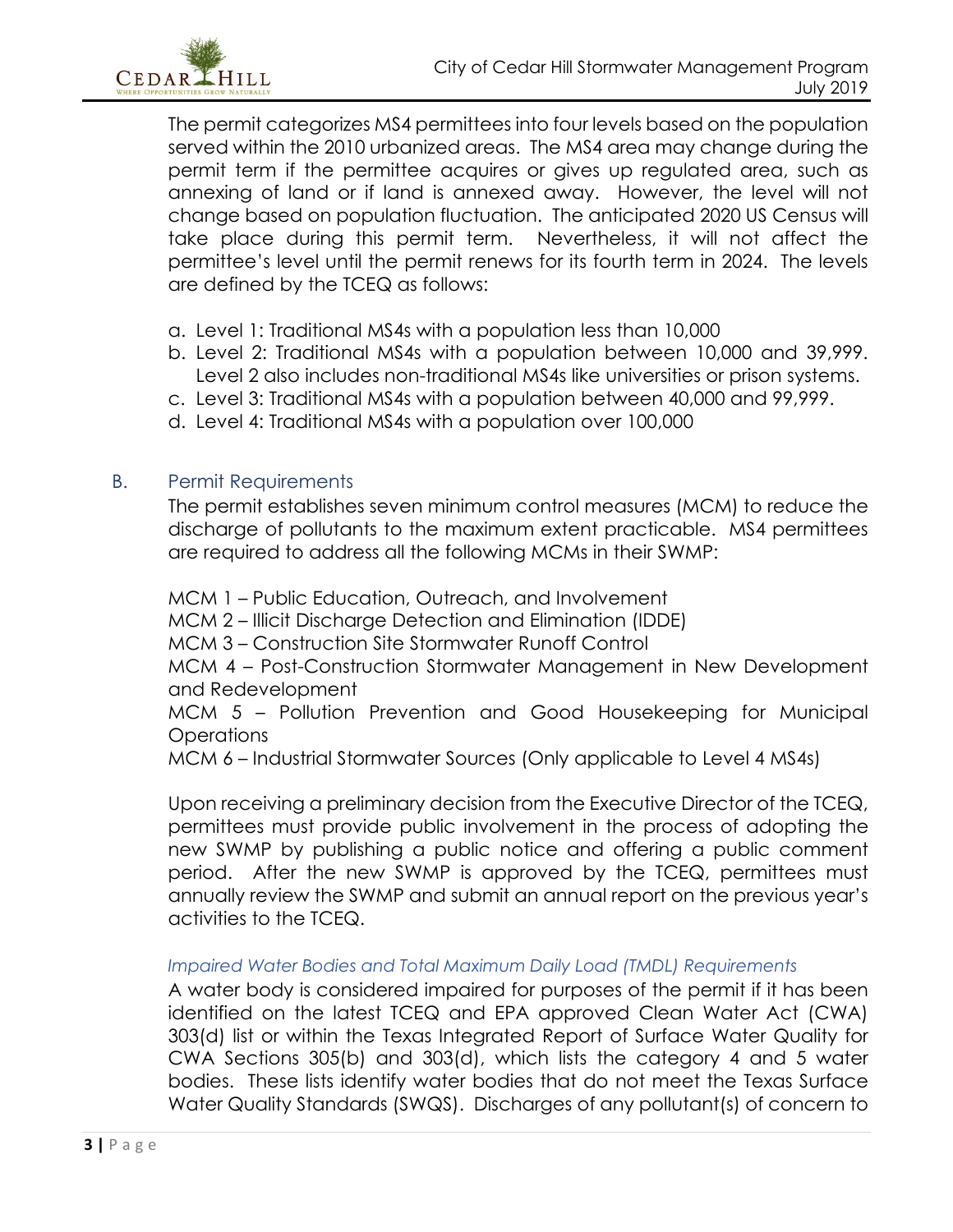The permit categorizes MS4 permittees into four levels based on the population served within the 2010 urbanized areas. The MS4 area may change during the permit term if the permittee acquires or gives up regulated area, such as annexing of land or if land is annexed away. However, the level will not change based on population fluctuation. The anticipated 2020 US Census will take place during this permit term. Nevertheless, it will not affect the permittee's level until the permit renews for its fourth term in 2024. The levels are defined by the TCEQ as follows:

a. Level 1: Traditional MS4s with a population less than 10,000
b. Level 2: Traditional MS4s with a population between 10,000 and 39,999. Level 2 also includes non-traditional MS4s like universities or prison systems.
c. Level 3: Traditional MS4s with a population between 40,000 and 99,999.
d. Level 4: Traditional MS4s with a population over 100,000

## B. Permit Requirements

The permit establishes seven minimum control measures (MCM) to reduce the discharge of pollutants to the maximum extent practicable. MS4 permittees are required to address all the following MCMs in their SWMP:

MCM 1 – Public Education, Outreach, and Involvement
MCM 2 – Illicit Discharge Detection and Elimination (IDDE)
MCM 3 – Construction Site Stormwater Runoff Control
MCM 4 – Post-Construction Stormwater Management in New Development and Redevelopment
MCM 5 – Pollution Prevention and Good Housekeeping for Municipal Operations
MCM 6 – Industrial Stormwater Sources (Only applicable to Level 4 MS4s)

Upon receiving a preliminary decision from the Executive Director of the TCEQ, permittees must provide public involvement in the process of adopting the new SWMP by publishing a public notice and offering a public comment period. After the new SWMP is approved by the TCEQ, permittees must annually review the SWMP and submit an annual report on the previous year's activities to the TCEQ.

### *Impaired Water Bodies and Total Maximum Daily Load (TMDL) Requirements*

A water body is considered impaired for purposes of the permit if it has been identified on the latest TCEQ and EPA approved Clean Water Act (CWA) 303(d) list or within the Texas Integrated Report of Surface Water Quality for CWA Sections 305(b) and 303(d), which lists the category 4 and 5 water bodies. These lists identify water bodies that do not meet the Texas Surface Water Quality Standards (SWQS). Discharges of any pollutant(s) of concern to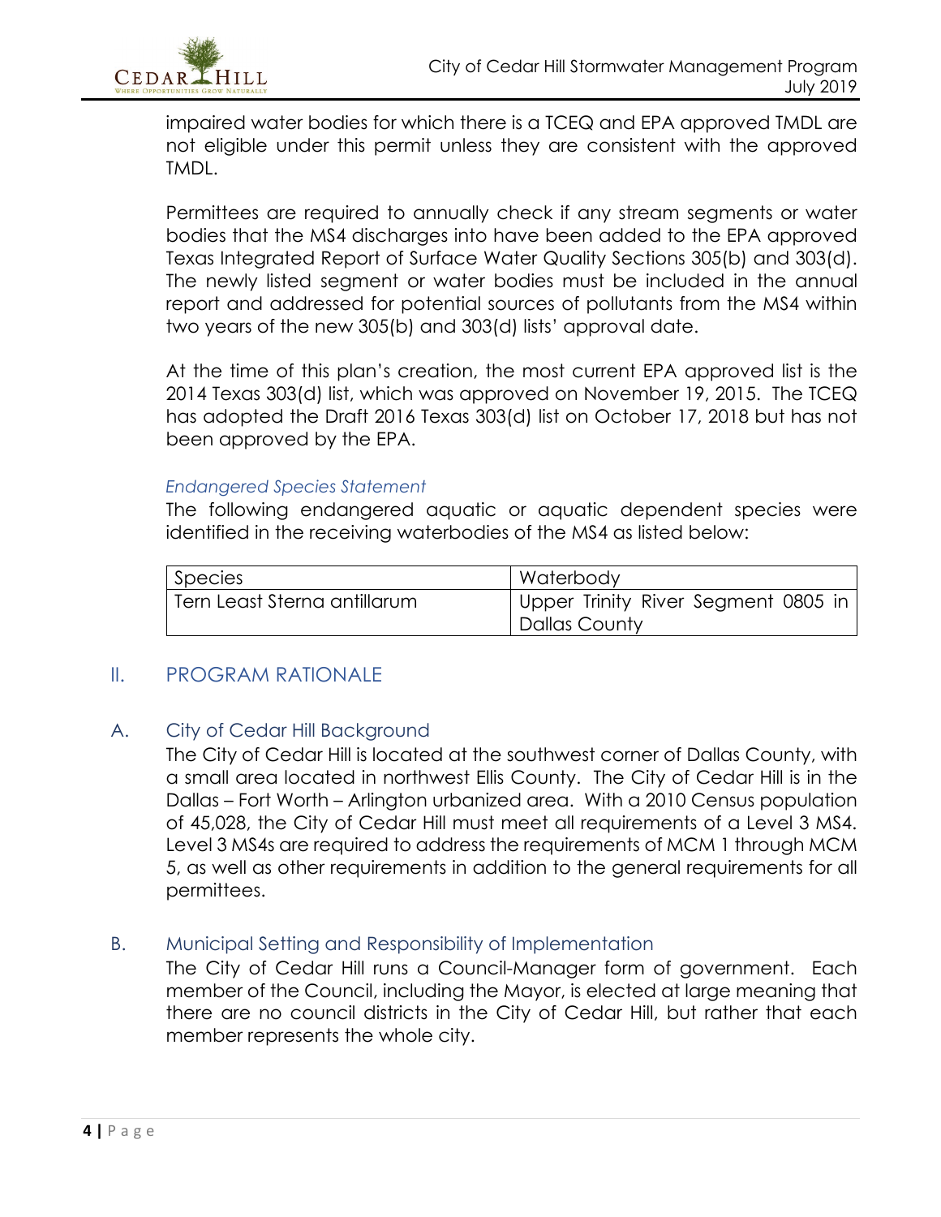impaired water bodies for which there is a TCEQ and EPA approved TMDL are not eligible under this permit unless they are consistent with the approved TMDL.

Permittees are required to annually check if any stream segments or water bodies that the MS4 discharges into have been added to the EPA approved Texas Integrated Report of Surface Water Quality Sections 305(b) and 303(d). The newly listed segment or water bodies must be included in the annual report and addressed for potential sources of pollutants from the MS4 within two years of the new 305(b) and 303(d) lists' approval date.

At the time of this plan's creation, the most current EPA approved list is the 2014 Texas 303(d) list, which was approved on November 19, 2015. The TCEQ has adopted the Draft 2016 Texas 303(d) list on October 17, 2018 but has not been approved by the EPA.

*Endangered Species Statement*

The following endangered aquatic or aquatic dependent species were identified in the receiving waterbodies of the MS4 as listed below:

| Species | Waterbody |
|---|---|
| Tern Least Sterna antillarum | Upper Trinity River Segment 0805 in Dallas County |

## II. PROGRAM RATIONALE

### A. City of Cedar Hill Background

The City of Cedar Hill is located at the southwest corner of Dallas County, with a small area located in northwest Ellis County. The City of Cedar Hill is in the Dallas – Fort Worth – Arlington urbanized area. With a 2010 Census population of 45,028, the City of Cedar Hill must meet all requirements of a Level 3 MS4. Level 3 MS4s are required to address the requirements of MCM 1 through MCM 5, as well as other requirements in addition to the general requirements for all permittees.

### B. Municipal Setting and Responsibility of Implementation

The City of Cedar Hill runs a Council-Manager form of government. Each member of the Council, including the Mayor, is elected at large meaning that there are no council districts in the City of Cedar Hill, but rather that each member represents the whole city.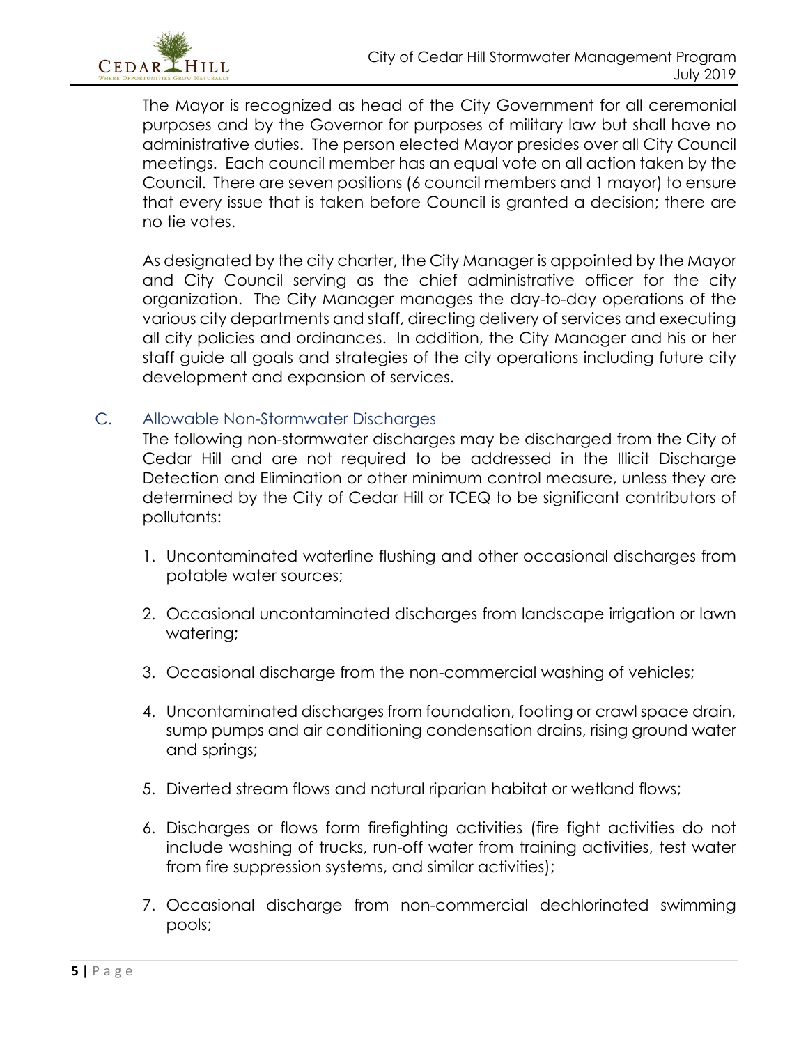The Mayor is recognized as head of the City Government for all ceremonial purposes and by the Governor for purposes of military law but shall have no administrative duties. The person elected Mayor presides over all City Council meetings. Each council member has an equal vote on all action taken by the Council. There are seven positions (6 council members and 1 mayor) to ensure that every issue that is taken before Council is granted a decision; there are no tie votes.

As designated by the city charter, the City Manager is appointed by the Mayor and City Council serving as the chief administrative officer for the city organization. The City Manager manages the day-to-day operations of the various city departments and staff, directing delivery of services and executing all city policies and ordinances. In addition, the City Manager and his or her staff guide all goals and strategies of the city operations including future city development and expansion of services.

### C. Allowable Non-Stormwater Discharges

The following non-stormwater discharges may be discharged from the City of Cedar Hill and are not required to be addressed in the Illicit Discharge Detection and Elimination or other minimum control measure, unless they are determined by the City of Cedar Hill or TCEQ to be significant contributors of pollutants:

1. Uncontaminated waterline flushing and other occasional discharges from potable water sources;

2. Occasional uncontaminated discharges from landscape irrigation or lawn watering;

3. Occasional discharge from the non-commercial washing of vehicles;

4. Uncontaminated discharges from foundation, footing or crawl space drain, sump pumps and air conditioning condensation drains, rising ground water and springs;

5. Diverted stream flows and natural riparian habitat or wetland flows;

6. Discharges or flows form firefighting activities (fire fight activities do not include washing of trucks, run-off water from training activities, test water from fire suppression systems, and similar activities);

7. Occasional discharge from non-commercial dechlorinated swimming pools;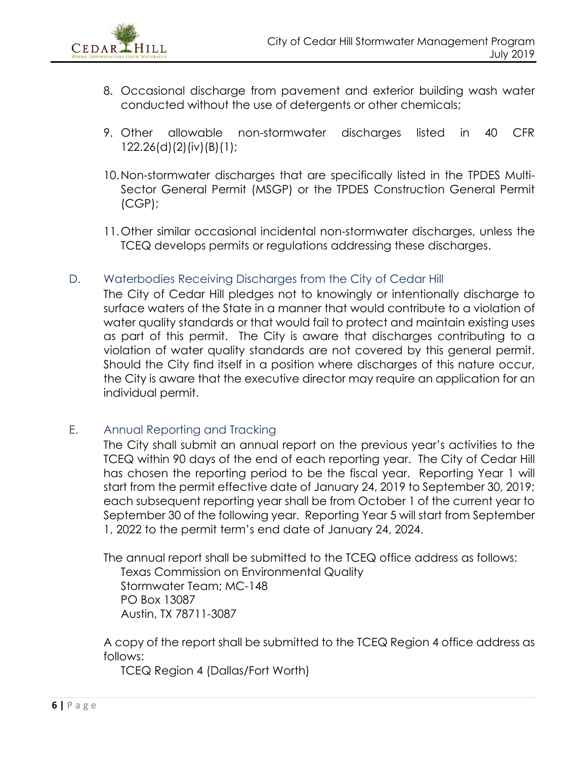8. Occasional discharge from pavement and exterior building wash water conducted without the use of detergents or other chemicals;

9. Other allowable non-stormwater discharges listed in 40 CFR 122.26(d)(2)(iv)(B)(1);

10. Non-stormwater discharges that are specifically listed in the TPDES Multi-Sector General Permit (MSGP) or the TPDES Construction General Permit (CGP);

11. Other similar occasional incidental non-stormwater discharges, unless the TCEQ develops permits or regulations addressing these discharges.

## D. Waterbodies Receiving Discharges from the City of Cedar Hill

The City of Cedar Hill pledges not to knowingly or intentionally discharge to surface waters of the State in a manner that would contribute to a violation of water quality standards or that would fail to protect and maintain existing uses as part of this permit. The City is aware that discharges contributing to a violation of water quality standards are not covered by this general permit. Should the City find itself in a position where discharges of this nature occur, the City is aware that the executive director may require an application for an individual permit.

## E. Annual Reporting and Tracking

The City shall submit an annual report on the previous year's activities to the TCEQ within 90 days of the end of each reporting year. The City of Cedar Hill has chosen the reporting period to be the fiscal year. Reporting Year 1 will start from the permit effective date of January 24, 2019 to September 30, 2019; each subsequent reporting year shall be from October 1 of the current year to September 30 of the following year. Reporting Year 5 will start from September 1, 2022 to the permit term's end date of January 24, 2024.

The annual report shall be submitted to the TCEQ office address as follows:

Texas Commission on Environmental Quality
Stormwater Team; MC-148
PO Box 13087
Austin, TX 78711-3087

A copy of the report shall be submitted to the TCEQ Region 4 office address as follows:

TCEQ Region 4 (Dallas/Fort Worth)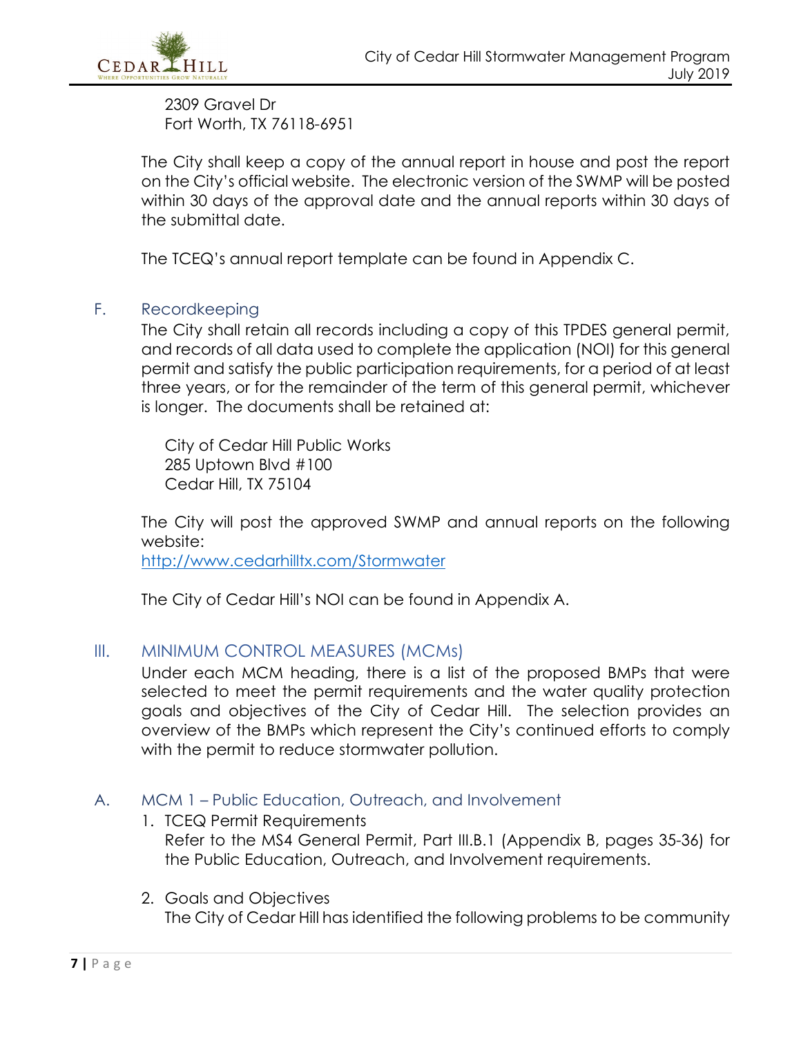2309 Gravel Dr
Fort Worth, TX 76118-6951

The City shall keep a copy of the annual report in house and post the report on the City's official website. The electronic version of the SWMP will be posted within 30 days of the approval date and the annual reports within 30 days of the submittal date.

The TCEQ's annual report template can be found in Appendix C.

### F. Recordkeeping

The City shall retain all records including a copy of this TPDES general permit, and records of all data used to complete the application (NOI) for this general permit and satisfy the public participation requirements, for a period of at least three years, or for the remainder of the term of this general permit, whichever is longer. The documents shall be retained at:

City of Cedar Hill Public Works
285 Uptown Blvd #100
Cedar Hill, TX 75104

The City will post the approved SWMP and annual reports on the following website:
http://www.cedarhilltx.com/Stormwater

The City of Cedar Hill's NOI can be found in Appendix A.

## III. MINIMUM CONTROL MEASURES (MCMs)

Under each MCM heading, there is a list of the proposed BMPs that were selected to meet the permit requirements and the water quality protection goals and objectives of the City of Cedar Hill. The selection provides an overview of the BMPs which represent the City's continued efforts to comply with the permit to reduce stormwater pollution.

### A. MCM 1 – Public Education, Outreach, and Involvement

1. TCEQ Permit Requirements
   Refer to the MS4 General Permit, Part III.B.1 (Appendix B, pages 35-36) for the Public Education, Outreach, and Involvement requirements.

2. Goals and Objectives
   The City of Cedar Hill has identified the following problems to be community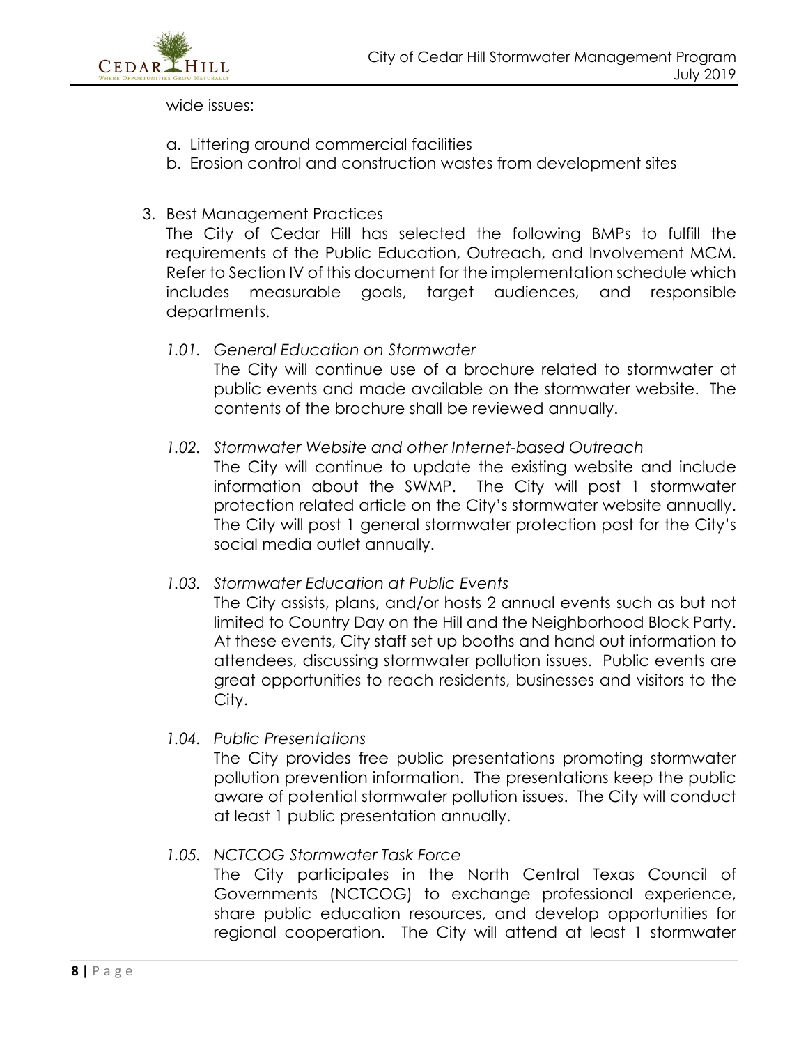wide issues:

a. Littering around commercial facilities
b. Erosion control and construction wastes from development sites

3. Best Management Practices

   The City of Cedar Hill has selected the following BMPs to fulfill the requirements of the Public Education, Outreach, and Involvement MCM. Refer to Section IV of this document for the implementation schedule which includes measurable goals, target audiences, and responsible departments.

   *1.01. General Education on Stormwater*

   The City will continue use of a brochure related to stormwater at public events and made available on the stormwater website. The contents of the brochure shall be reviewed annually.

   *1.02. Stormwater Website and other Internet-based Outreach*

   The City will continue to update the existing website and include information about the SWMP. The City will post 1 stormwater protection related article on the City's stormwater website annually. The City will post 1 general stormwater protection post for the City's social media outlet annually.

   *1.03. Stormwater Education at Public Events*

   The City assists, plans, and/or hosts 2 annual events such as but not limited to Country Day on the Hill and the Neighborhood Block Party. At these events, City staff set up booths and hand out information to attendees, discussing stormwater pollution issues. Public events are great opportunities to reach residents, businesses and visitors to the City.

   *1.04. Public Presentations*

   The City provides free public presentations promoting stormwater pollution prevention information. The presentations keep the public aware of potential stormwater pollution issues. The City will conduct at least 1 public presentation annually.

   *1.05. NCTCOG Stormwater Task Force*

   The City participates in the North Central Texas Council of Governments (NCTCOG) to exchange professional experience, share public education resources, and develop opportunities for regional cooperation. The City will attend at least 1 stormwater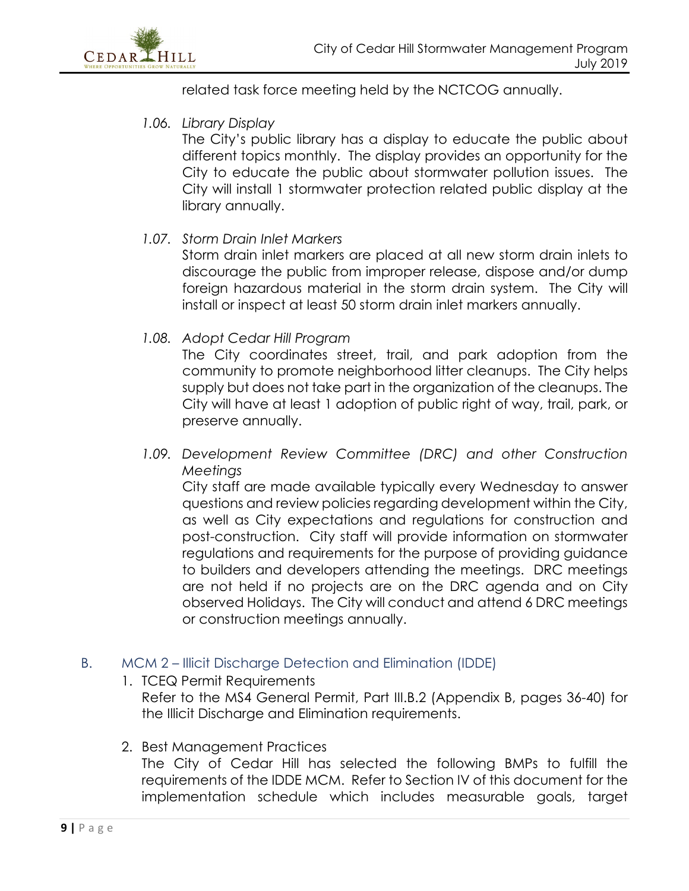related task force meeting held by the NCTCOG annually.

*1.06. Library Display*

The City's public library has a display to educate the public about different topics monthly. The display provides an opportunity for the City to educate the public about stormwater pollution issues. The City will install 1 stormwater protection related public display at the library annually.

*1.07. Storm Drain Inlet Markers*

Storm drain inlet markers are placed at all new storm drain inlets to discourage the public from improper release, dispose and/or dump foreign hazardous material in the storm drain system. The City will install or inspect at least 50 storm drain inlet markers annually.

*1.08. Adopt Cedar Hill Program*

The City coordinates street, trail, and park adoption from the community to promote neighborhood litter cleanups. The City helps supply but does not take part in the organization of the cleanups. The City will have at least 1 adoption of public right of way, trail, park, or preserve annually.

*1.09. Development Review Committee (DRC) and other Construction Meetings*

City staff are made available typically every Wednesday to answer questions and review policies regarding development within the City, as well as City expectations and regulations for construction and post-construction. City staff will provide information on stormwater regulations and requirements for the purpose of providing guidance to builders and developers attending the meetings. DRC meetings are not held if no projects are on the DRC agenda and on City observed Holidays. The City will conduct and attend 6 DRC meetings or construction meetings annually.

## B. MCM 2 – Illicit Discharge Detection and Elimination (IDDE)

1. TCEQ Permit Requirements

   Refer to the MS4 General Permit, Part III.B.2 (Appendix B, pages 36-40) for the Illicit Discharge and Elimination requirements.

2. Best Management Practices

   The City of Cedar Hill has selected the following BMPs to fulfill the requirements of the IDDE MCM. Refer to Section IV of this document for the implementation schedule which includes measurable goals, target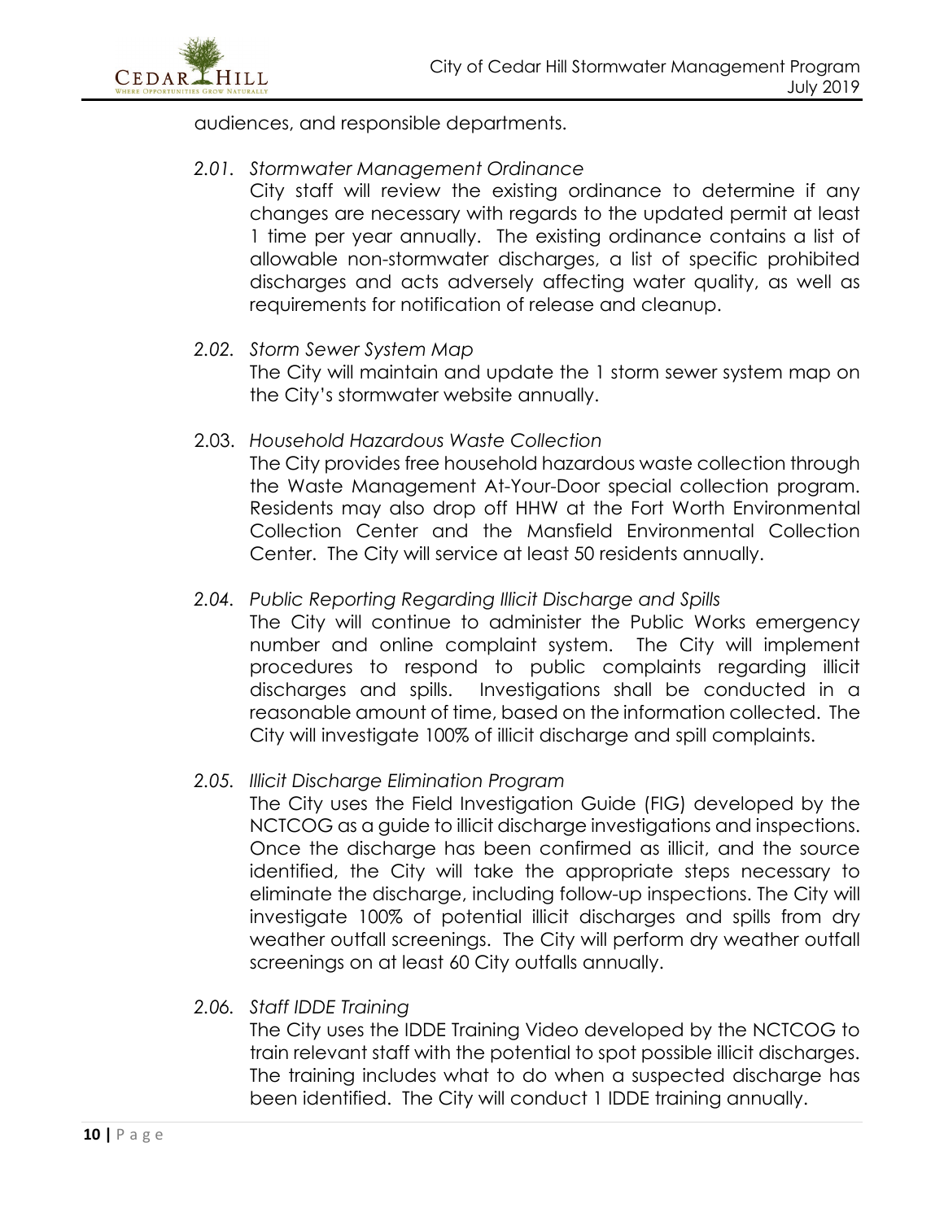audiences, and responsible departments.

*2.01. Stormwater Management Ordinance*

City staff will review the existing ordinance to determine if any changes are necessary with regards to the updated permit at least 1 time per year annually. The existing ordinance contains a list of allowable non-stormwater discharges, a list of specific prohibited discharges and acts adversely affecting water quality, as well as requirements for notification of release and cleanup.

*2.02. Storm Sewer System Map*

The City will maintain and update the 1 storm sewer system map on the City's stormwater website annually.

2.03. *Household Hazardous Waste Collection*

The City provides free household hazardous waste collection through the Waste Management At-Your-Door special collection program. Residents may also drop off HHW at the Fort Worth Environmental Collection Center and the Mansfield Environmental Collection Center. The City will service at least 50 residents annually.

*2.04. Public Reporting Regarding Illicit Discharge and Spills*

The City will continue to administer the Public Works emergency number and online complaint system. The City will implement procedures to respond to public complaints regarding illicit discharges and spills. Investigations shall be conducted in a reasonable amount of time, based on the information collected. The City will investigate 100% of illicit discharge and spill complaints.

*2.05. Illicit Discharge Elimination Program*

The City uses the Field Investigation Guide (FIG) developed by the NCTCOG as a guide to illicit discharge investigations and inspections. Once the discharge has been confirmed as illicit, and the source identified, the City will take the appropriate steps necessary to eliminate the discharge, including follow-up inspections. The City will investigate 100% of potential illicit discharges and spills from dry weather outfall screenings. The City will perform dry weather outfall screenings on at least 60 City outfalls annually.

*2.06. Staff IDDE Training*

The City uses the IDDE Training Video developed by the NCTCOG to train relevant staff with the potential to spot possible illicit discharges. The training includes what to do when a suspected discharge has been identified. The City will conduct 1 IDDE training annually.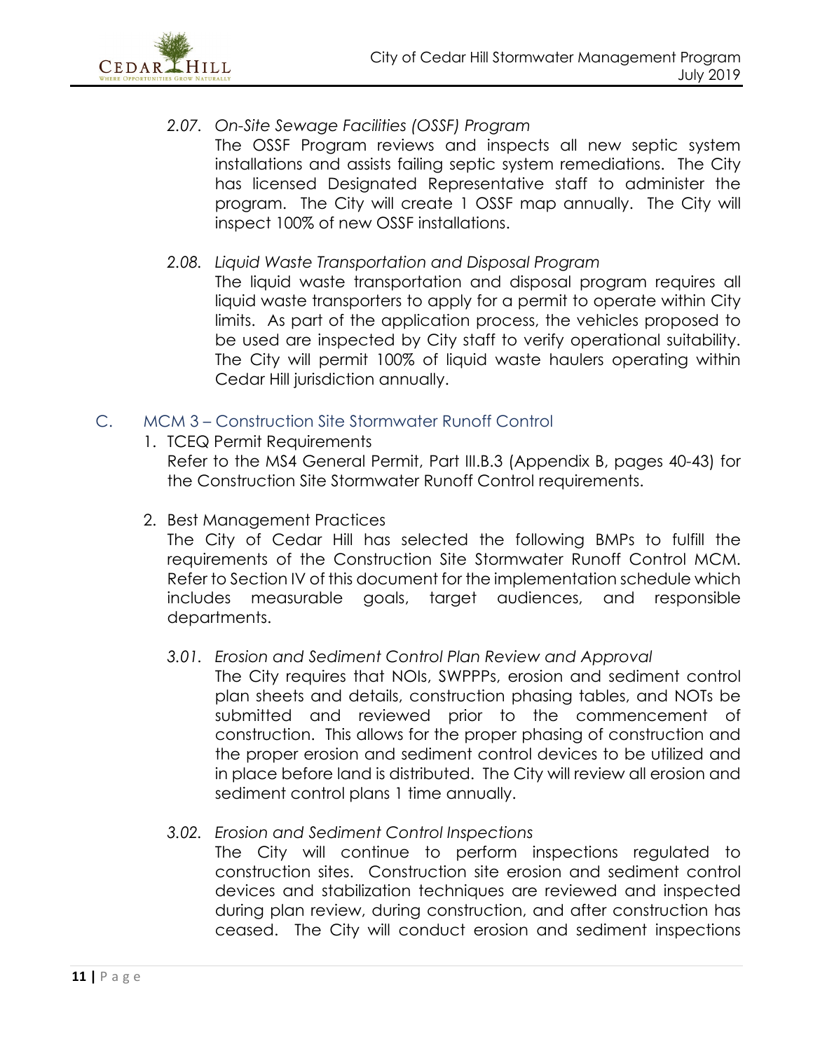*2.07. On-Site Sewage Facilities (OSSF) Program*

The OSSF Program reviews and inspects all new septic system installations and assists failing septic system remediations. The City has licensed Designated Representative staff to administer the program. The City will create 1 OSSF map annually. The City will inspect 100% of new OSSF installations.

*2.08. Liquid Waste Transportation and Disposal Program*

The liquid waste transportation and disposal program requires all liquid waste transporters to apply for a permit to operate within City limits. As part of the application process, the vehicles proposed to be used are inspected by City staff to verify operational suitability. The City will permit 100% of liquid waste haulers operating within Cedar Hill jurisdiction annually.

## C. MCM 3 – Construction Site Stormwater Runoff Control

1. TCEQ Permit Requirements

   Refer to the MS4 General Permit, Part III.B.3 (Appendix B, pages 40-43) for the Construction Site Stormwater Runoff Control requirements.

2. Best Management Practices

   The City of Cedar Hill has selected the following BMPs to fulfill the requirements of the Construction Site Stormwater Runoff Control MCM. Refer to Section IV of this document for the implementation schedule which includes measurable goals, target audiences, and responsible departments.

*3.01. Erosion and Sediment Control Plan Review and Approval*

The City requires that NOIs, SWPPPs, erosion and sediment control plan sheets and details, construction phasing tables, and NOTs be submitted and reviewed prior to the commencement of construction. This allows for the proper phasing of construction and the proper erosion and sediment control devices to be utilized and in place before land is distributed. The City will review all erosion and sediment control plans 1 time annually.

*3.02. Erosion and Sediment Control Inspections*

The City will continue to perform inspections regulated to construction sites. Construction site erosion and sediment control devices and stabilization techniques are reviewed and inspected during plan review, during construction, and after construction has ceased. The City will conduct erosion and sediment inspections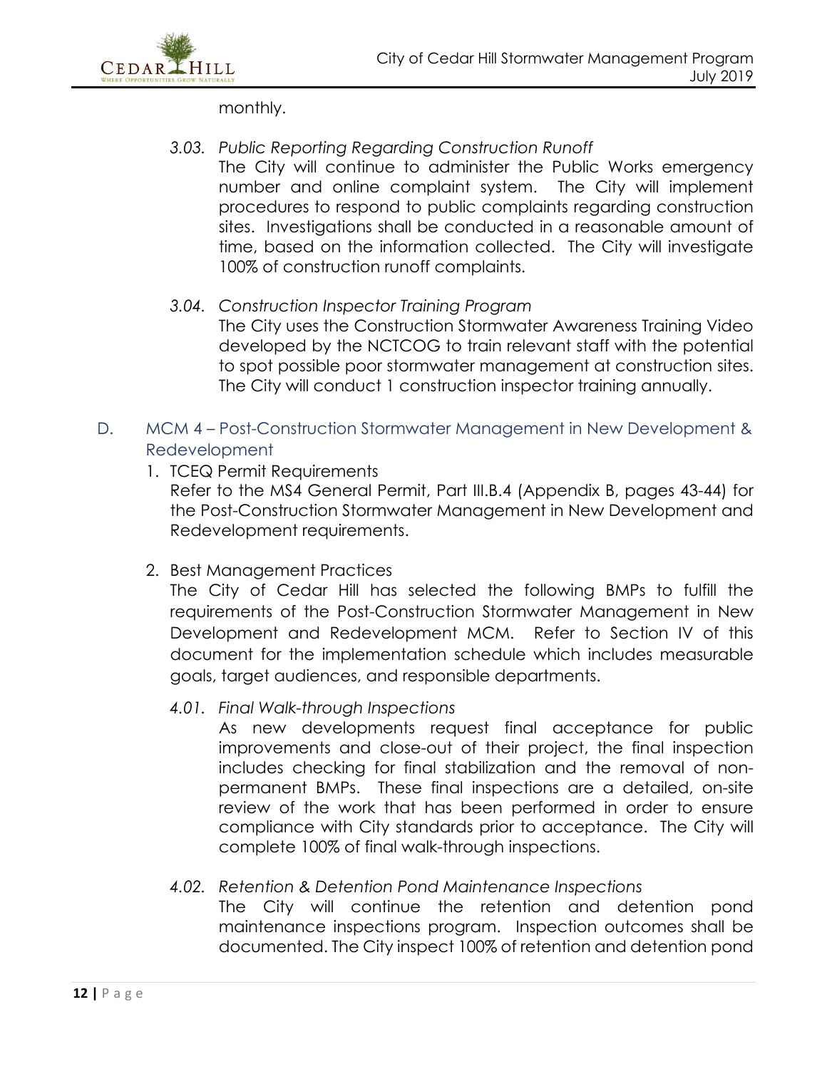monthly.

*3.03. Public Reporting Regarding Construction Runoff*

The City will continue to administer the Public Works emergency number and online complaint system. The City will implement procedures to respond to public complaints regarding construction sites. Investigations shall be conducted in a reasonable amount of time, based on the information collected. The City will investigate 100% of construction runoff complaints.

*3.04. Construction Inspector Training Program*

The City uses the Construction Stormwater Awareness Training Video developed by the NCTCOG to train relevant staff with the potential to spot possible poor stormwater management at construction sites. The City will conduct 1 construction inspector training annually.

## D. MCM 4 – Post-Construction Stormwater Management in New Development & Redevelopment

1. TCEQ Permit Requirements

   Refer to the MS4 General Permit, Part III.B.4 (Appendix B, pages 43-44) for the Post-Construction Stormwater Management in New Development and Redevelopment requirements.

2. Best Management Practices

   The City of Cedar Hill has selected the following BMPs to fulfill the requirements of the Post-Construction Stormwater Management in New Development and Redevelopment MCM. Refer to Section IV of this document for the implementation schedule which includes measurable goals, target audiences, and responsible departments.

*4.01. Final Walk-through Inspections*

As new developments request final acceptance for public improvements and close-out of their project, the final inspection includes checking for final stabilization and the removal of non-permanent BMPs. These final inspections are a detailed, on-site review of the work that has been performed in order to ensure compliance with City standards prior to acceptance. The City will complete 100% of final walk-through inspections.

*4.02. Retention & Detention Pond Maintenance Inspections*

The City will continue the retention and detention pond maintenance inspections program. Inspection outcomes shall be documented. The City inspect 100% of retention and detention pond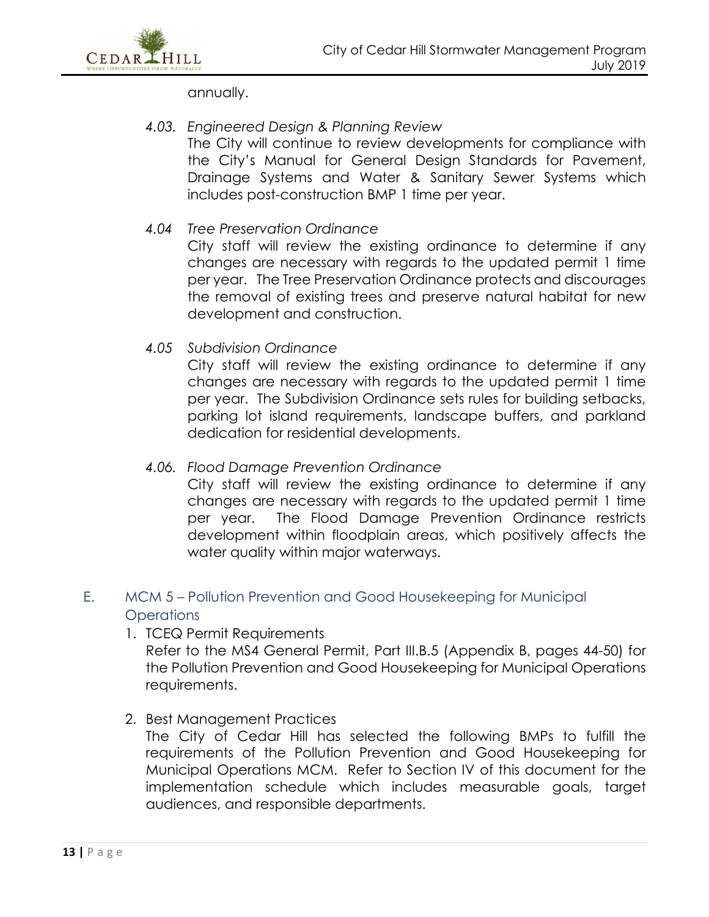annually.

*4.03. Engineered Design & Planning Review*

The City will continue to review developments for compliance with the City's Manual for General Design Standards for Pavement, Drainage Systems and Water & Sanitary Sewer Systems which includes post-construction BMP 1 time per year.

*4.04 Tree Preservation Ordinance*

City staff will review the existing ordinance to determine if any changes are necessary with regards to the updated permit 1 time per year. The Tree Preservation Ordinance protects and discourages the removal of existing trees and preserve natural habitat for new development and construction.

*4.05 Subdivision Ordinance*

City staff will review the existing ordinance to determine if any changes are necessary with regards to the updated permit 1 time per year. The Subdivision Ordinance sets rules for building setbacks, parking lot island requirements, landscape buffers, and parkland dedication for residential developments.

*4.06. Flood Damage Prevention Ordinance*

City staff will review the existing ordinance to determine if any changes are necessary with regards to the updated permit 1 time per year. The Flood Damage Prevention Ordinance restricts development within floodplain areas, which positively affects the water quality within major waterways.

## E. MCM 5 – Pollution Prevention and Good Housekeeping for Municipal Operations

1. TCEQ Permit Requirements

   Refer to the MS4 General Permit, Part III.B.5 (Appendix B, pages 44-50) for the Pollution Prevention and Good Housekeeping for Municipal Operations requirements.

2. Best Management Practices

   The City of Cedar Hill has selected the following BMPs to fulfill the requirements of the Pollution Prevention and Good Housekeeping for Municipal Operations MCM. Refer to Section IV of this document for the implementation schedule which includes measurable goals, target audiences, and responsible departments.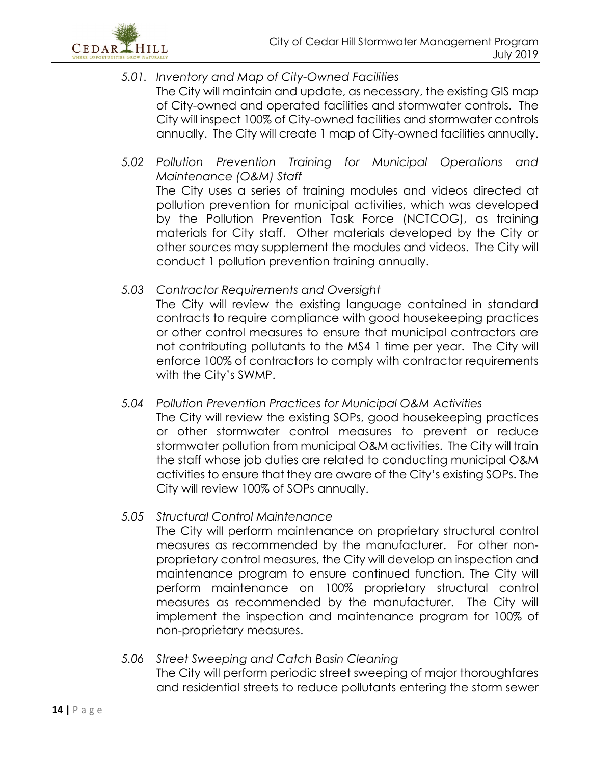*5.01. Inventory and Map of City-Owned Facilities*

The City will maintain and update, as necessary, the existing GIS map of City-owned and operated facilities and stormwater controls. The City will inspect 100% of City-owned facilities and stormwater controls annually. The City will create 1 map of City-owned facilities annually.

*5.02 Pollution Prevention Training for Municipal Operations and Maintenance (O&M) Staff*

The City uses a series of training modules and videos directed at pollution prevention for municipal activities, which was developed by the Pollution Prevention Task Force (NCTCOG), as training materials for City staff. Other materials developed by the City or other sources may supplement the modules and videos. The City will conduct 1 pollution prevention training annually.

*5.03 Contractor Requirements and Oversight*

The City will review the existing language contained in standard contracts to require compliance with good housekeeping practices or other control measures to ensure that municipal contractors are not contributing pollutants to the MS4 1 time per year. The City will enforce 100% of contractors to comply with contractor requirements with the City's SWMP.

*5.04 Pollution Prevention Practices for Municipal O&M Activities*

The City will review the existing SOPs, good housekeeping practices or other stormwater control measures to prevent or reduce stormwater pollution from municipal O&M activities. The City will train the staff whose job duties are related to conducting municipal O&M activities to ensure that they are aware of the City's existing SOPs. The City will review 100% of SOPs annually.

*5.05 Structural Control Maintenance*

The City will perform maintenance on proprietary structural control measures as recommended by the manufacturer. For other non-proprietary control measures, the City will develop an inspection and maintenance program to ensure continued function. The City will perform maintenance on 100% proprietary structural control measures as recommended by the manufacturer. The City will implement the inspection and maintenance program for 100% of non-proprietary measures.

*5.06 Street Sweeping and Catch Basin Cleaning*

The City will perform periodic street sweeping of major thoroughfares and residential streets to reduce pollutants entering the storm sewer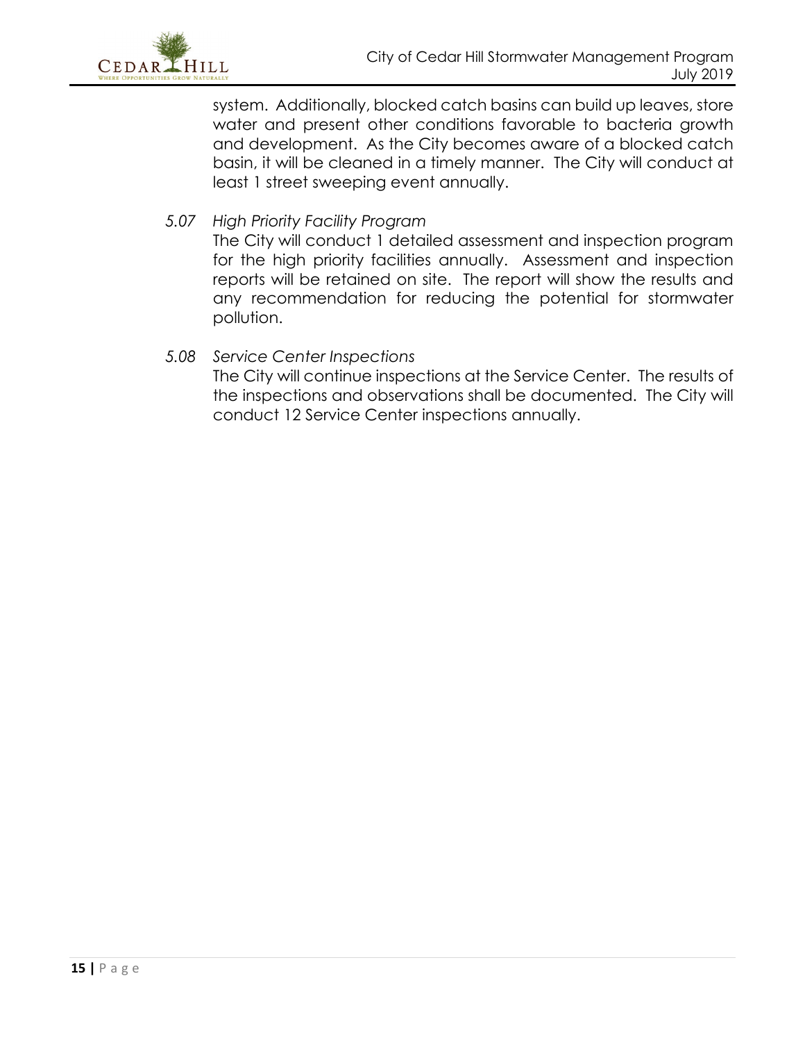system. Additionally, blocked catch basins can build up leaves, store water and present other conditions favorable to bacteria growth and development. As the City becomes aware of a blocked catch basin, it will be cleaned in a timely manner. The City will conduct at least 1 street sweeping event annually.

*5.07 High Priority Facility Program*

The City will conduct 1 detailed assessment and inspection program for the high priority facilities annually. Assessment and inspection reports will be retained on site. The report will show the results and any recommendation for reducing the potential for stormwater pollution.

*5.08 Service Center Inspections*

The City will continue inspections at the Service Center. The results of the inspections and observations shall be documented. The City will conduct 12 Service Center inspections annually.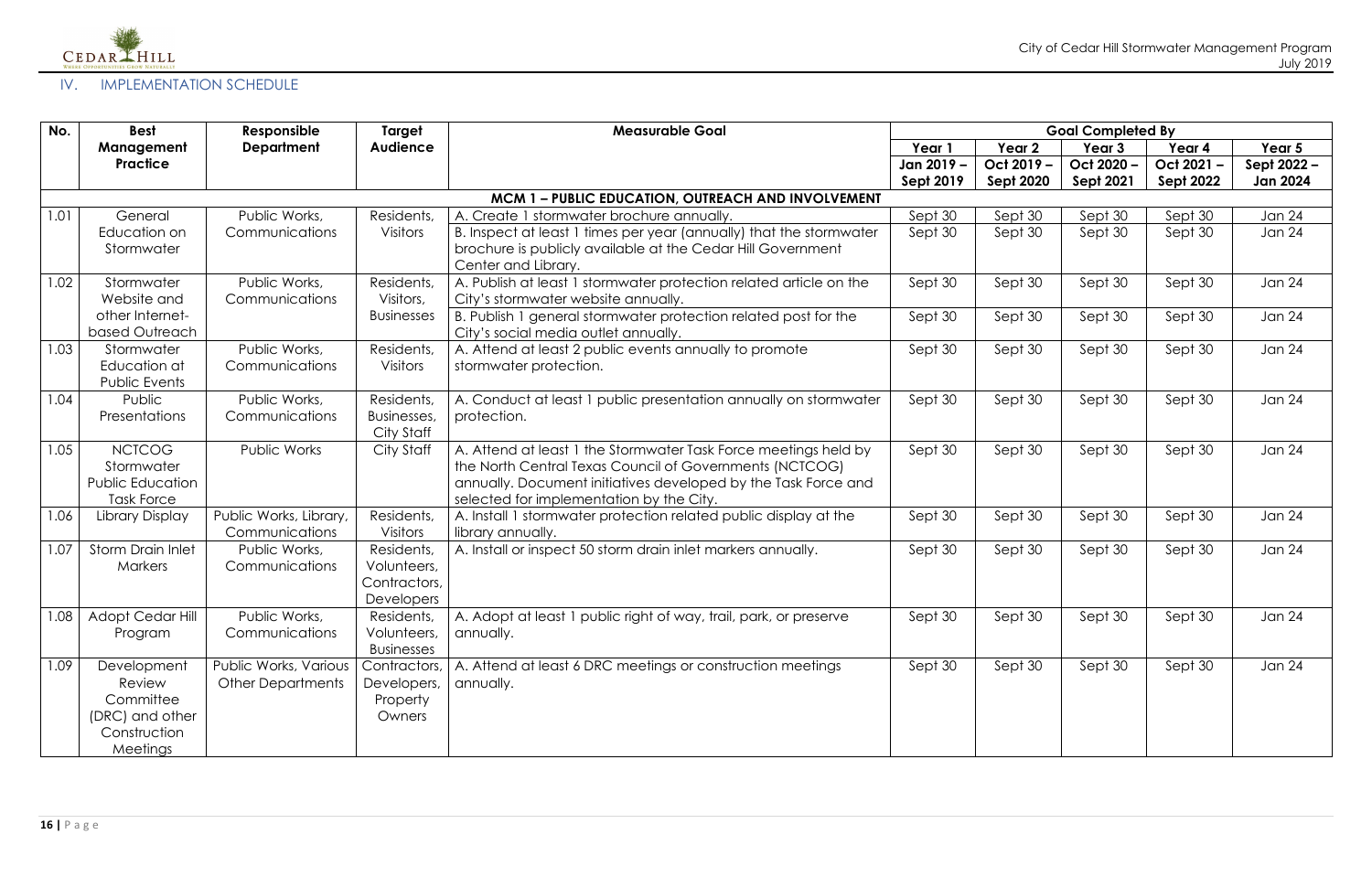## IV. IMPLEMENTATION SCHEDULE

| No. | Best Management Practice | Responsible Department | Target Audience | Measurable Goal | Goal Completed By | | | | |
|---|---|---|---|---|---|---|---|---|---|
| | | | | | Year 1 Jan 2019 – Sept 2019 | Year 2 Oct 2019 – Sept 2020 | Year 3 Oct 2020 – Sept 2021 | Year 4 Oct 2021 – Sept 2022 | Year 5 Sept 2022 – Jan 2024 |
| | | | | **MCM 1 – PUBLIC EDUCATION, OUTREACH AND INVOLVEMENT** | | | | | |
| 1.01 | General Education on Stormwater | Public Works, Communications | Residents, Visitors | A. Create 1 stormwater brochure annually. | Sept 30 | Sept 30 | Sept 30 | Sept 30 | Jan 24 |
| | | | | B. Inspect at least 1 times per year (annually) that the stormwater brochure is publicly available at the Cedar Hill Government Center and Library. | Sept 30 | Sept 30 | Sept 30 | Sept 30 | Jan 24 |
| 1.02 | Stormwater Website and other Internet-based Outreach | Public Works, Communications | Residents, Visitors, Businesses | A. Publish at least 1 stormwater protection related article on the City's stormwater website annually. | Sept 30 | Sept 30 | Sept 30 | Sept 30 | Jan 24 |
| | | | | B. Publish 1 general stormwater protection related post for the City's social media outlet annually. | Sept 30 | Sept 30 | Sept 30 | Sept 30 | Jan 24 |
| 1.03 | Stormwater Education at Public Events | Public Works, Communications | Residents, Visitors | A. Attend at least 2 public events annually to promote stormwater protection. | Sept 30 | Sept 30 | Sept 30 | Sept 30 | Jan 24 |
| 1.04 | Public Presentations | Public Works, Communications | Residents, Businesses, City Staff | A. Conduct at least 1 public presentation annually on stormwater protection. | Sept 30 | Sept 30 | Sept 30 | Sept 30 | Jan 24 |
| 1.05 | NCTCOG Stormwater Public Education Task Force | Public Works | City Staff | A. Attend at least 1 the Stormwater Task Force meetings held by the North Central Texas Council of Governments (NCTCOG) annually. Document initiatives developed by the Task Force and selected for implementation by the City. | Sept 30 | Sept 30 | Sept 30 | Sept 30 | Jan 24 |
| 1.06 | Library Display | Public Works, Library, Communications | Residents, Visitors | A. Install 1 stormwater protection related public display at the library annually. | Sept 30 | Sept 30 | Sept 30 | Sept 30 | Jan 24 |
| 1.07 | Storm Drain Inlet Markers | Public Works, Communications | Residents, Volunteers, Contractors, Developers | A. Install or inspect 50 storm drain inlet markers annually. | Sept 30 | Sept 30 | Sept 30 | Sept 30 | Jan 24 |
| 1.08 | Adopt Cedar Hill Program | Public Works, Communications | Residents, Volunteers, Businesses | A. Adopt at least 1 public right of way, trail, park, or preserve annually. | Sept 30 | Sept 30 | Sept 30 | Sept 30 | Jan 24 |
| 1.09 | Development Review Committee (DRC) and other Construction Meetings | Public Works, Various Other Departments | Contractors, Developers, Property Owners | A. Attend at least 6 DRC meetings or construction meetings annually. | Sept 30 | Sept 30 | Sept 30 | Sept 30 | Jan 24 |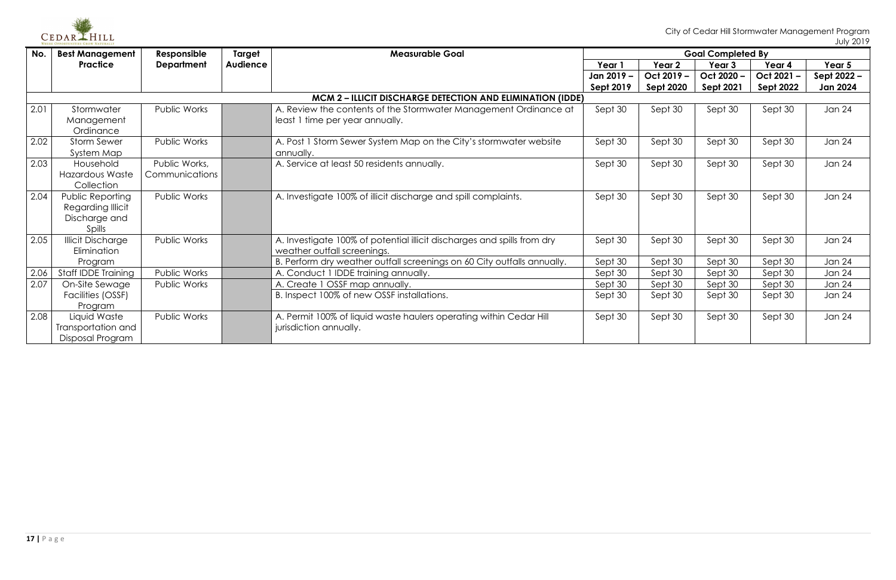| No. | Best Management Practice | Responsible Department | Target Audience | Measurable Goal | Goal Completed By | | | | |
|---|---|---|---|---|---|---|---|---|---|
| | | | | | Year 1<br>Jan 2019 – Sept 2019 | Year 2<br>Oct 2019 – Sept 2020 | Year 3<br>Oct 2020 – Sept 2021 | Year 4<br>Oct 2021 – Sept 2022 | Year 5<br>Sept 2022 – Jan 2024 |
| **MCM 2 – ILLICIT DISCHARGE DETECTION AND ELIMINATION (IDDE)** | | | | | | | | | |
| 2.01 | Stormwater Management Ordinance | Public Works | | A. Review the contents of the Stormwater Management Ordinance at least 1 time per year annually. | Sept 30 | Sept 30 | Sept 30 | Sept 30 | Jan 24 |
| 2.02 | Storm Sewer System Map | Public Works | | A. Post 1 Storm Sewer System Map on the City's stormwater website annually. | Sept 30 | Sept 30 | Sept 30 | Sept 30 | Jan 24 |
| 2.03 | Household Hazardous Waste Collection | Public Works, Communications | | A. Service at least 50 residents annually. | Sept 30 | Sept 30 | Sept 30 | Sept 30 | Jan 24 |
| 2.04 | Public Reporting Regarding Illicit Discharge and Spills | Public Works | | A. Investigate 100% of illicit discharge and spill complaints. | Sept 30 | Sept 30 | Sept 30 | Sept 30 | Jan 24 |
| 2.05 | Illicit Discharge Elimination Program | Public Works | | A. Investigate 100% of potential illicit discharges and spills from dry weather outfall screenings. | Sept 30 | Sept 30 | Sept 30 | Sept 30 | Jan 24 |
| | | | | B. Perform dry weather outfall screenings on 60 City outfalls annually. | Sept 30 | Sept 30 | Sept 30 | Sept 30 | Jan 24 |
| 2.06 | Staff IDDE Training | Public Works | | A. Conduct 1 IDDE training annually. | Sept 30 | Sept 30 | Sept 30 | Sept 30 | Jan 24 |
| 2.07 | On-Site Sewage Facilities (OSSF) Program | Public Works | | A. Create 1 OSSF map annually. | Sept 30 | Sept 30 | Sept 30 | Sept 30 | Jan 24 |
| | | | | B. Inspect 100% of new OSSF installations. | Sept 30 | Sept 30 | Sept 30 | Sept 30 | Jan 24 |
| 2.08 | Liquid Waste Transportation and Disposal Program | Public Works | | A. Permit 100% of liquid waste haulers operating within Cedar Hill jurisdiction annually. | Sept 30 | Sept 30 | Sept 30 | Sept 30 | Jan 24 |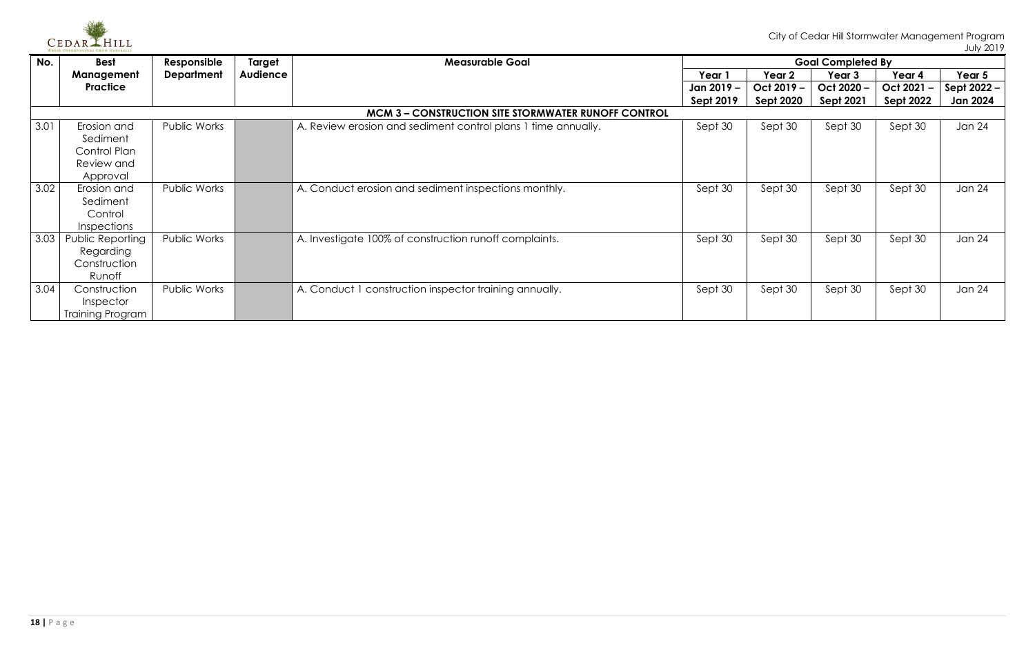| No. | Best Management Practice | Responsible Department | Target Audience | Measurable Goal | Goal Completed By | | | | |
|---|---|---|---|---|---|---|---|---|---|
| | | | | | Year 1 Jan 2019 – Sept 2019 | Year 2 Oct 2019 – Sept 2020 | Year 3 Oct 2020 – Sept 2021 | Year 4 Oct 2021 – Sept 2022 | Year 5 Sept 2022 – Jan 2024 |
| | | | | **MCM 3 – CONSTRUCTION SITE STORMWATER RUNOFF CONTROL** | | | | | |
| 3.01 | Erosion and Sediment Control Plan Review and Approval | Public Works | | A. Review erosion and sediment control plans 1 time annually. | Sept 30 | Sept 30 | Sept 30 | Sept 30 | Jan 24 |
| 3.02 | Erosion and Sediment Control Inspections | Public Works | | A. Conduct erosion and sediment inspections monthly. | Sept 30 | Sept 30 | Sept 30 | Sept 30 | Jan 24 |
| 3.03 | Public Reporting Regarding Construction Runoff | Public Works | | A. Investigate 100% of construction runoff complaints. | Sept 30 | Sept 30 | Sept 30 | Sept 30 | Jan 24 |
| 3.04 | Construction Inspector Training Program | Public Works | | A. Conduct 1 construction inspector training annually. | Sept 30 | Sept 30 | Sept 30 | Sept 30 | Jan 24 |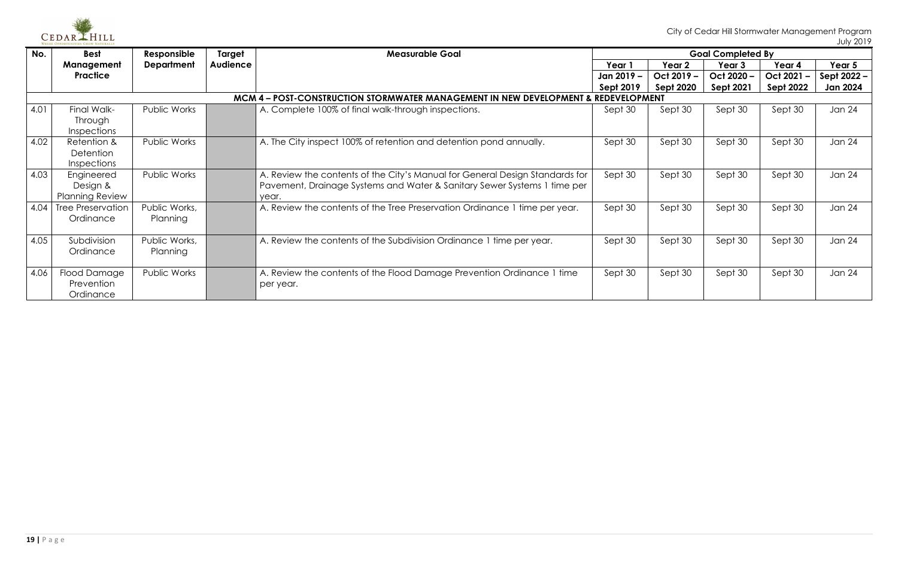| No. | Best Management Practice | Responsible Department | Target Audience | Measurable Goal | Goal Completed By | | | | |
|---|---|---|---|---|---|---|---|---|---|
| | | | | | Year 1<br>Jan 2019 – Sept 2019 | Year 2<br>Oct 2019 – Sept 2020 | Year 3<br>Oct 2020 – Sept 2021 | Year 4<br>Oct 2021 – Sept 2022 | Year 5<br>Sept 2022 – Jan 2024 |
| **MCM 4 – POST-CONSTRUCTION STORMWATER MANAGEMENT IN NEW DEVELOPMENT & REDEVELOPMENT** | | | | | | | | | |
| 4.01 | Final Walk-Through Inspections | Public Works | | A. Complete 100% of final walk-through inspections. | Sept 30 | Sept 30 | Sept 30 | Sept 30 | Jan 24 |
| 4.02 | Retention & Detention Inspections | Public Works | | A. The City inspect 100% of retention and detention pond annually. | Sept 30 | Sept 30 | Sept 30 | Sept 30 | Jan 24 |
| 4.03 | Engineered Design & Planning Review | Public Works | | A. Review the contents of the City's Manual for General Design Standards for Pavement, Drainage Systems and Water & Sanitary Sewer Systems 1 time per year. | Sept 30 | Sept 30 | Sept 30 | Sept 30 | Jan 24 |
| 4.04 | Tree Preservation Ordinance | Public Works, Planning | | A. Review the contents of the Tree Preservation Ordinance 1 time per year. | Sept 30 | Sept 30 | Sept 30 | Sept 30 | Jan 24 |
| 4.05 | Subdivision Ordinance | Public Works, Planning | | A. Review the contents of the Subdivision Ordinance 1 time per year. | Sept 30 | Sept 30 | Sept 30 | Sept 30 | Jan 24 |
| 4.06 | Flood Damage Prevention Ordinance | Public Works | | A. Review the contents of the Flood Damage Prevention Ordinance 1 time per year. | Sept 30 | Sept 30 | Sept 30 | Sept 30 | Jan 24 |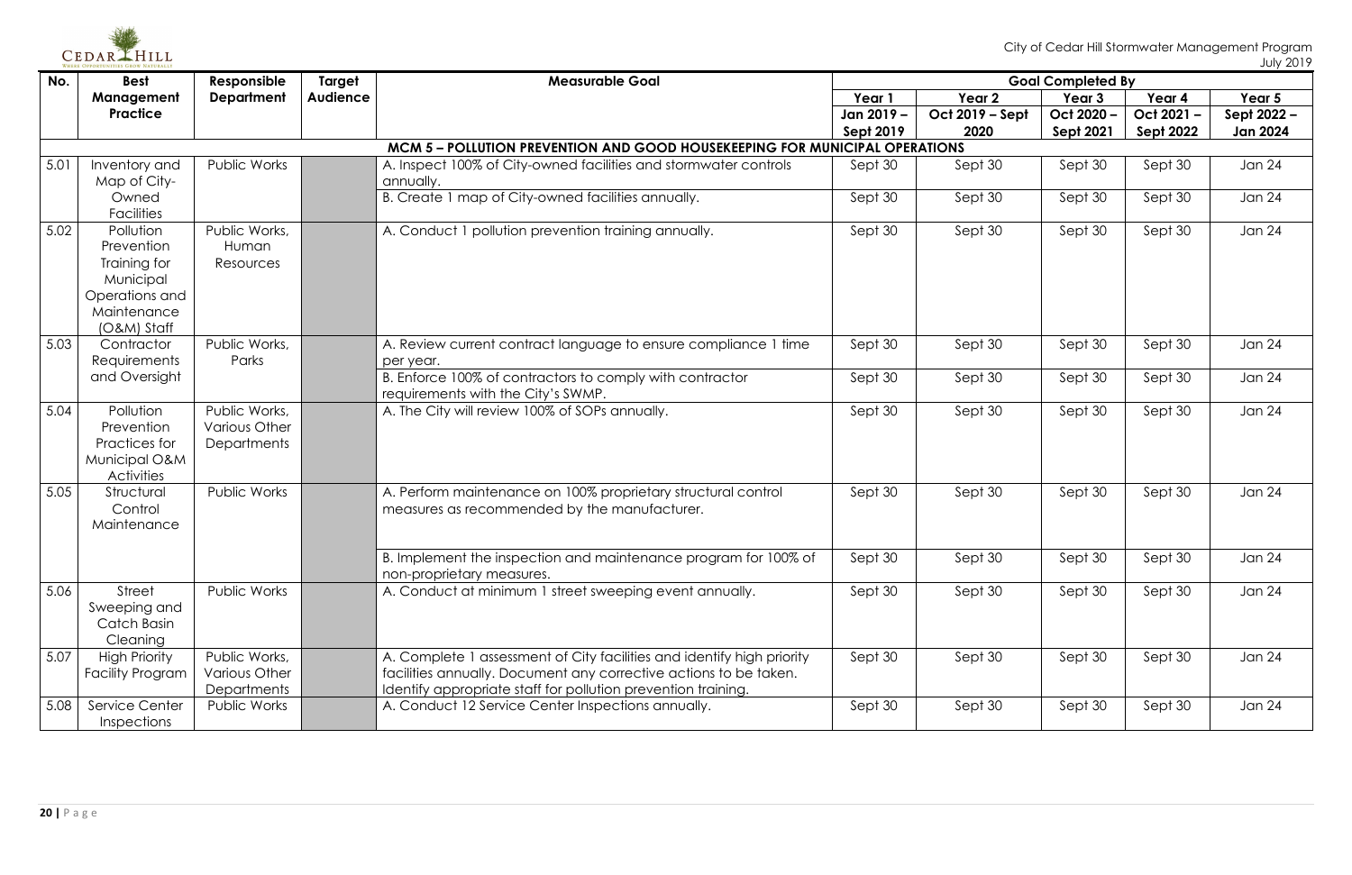| No. | Best Management Practice | Responsible Department | Target Audience | Measurable Goal | Goal Completed By | | | | |
|---|---|---|---|---|---|---|---|---|---|
| | | | | | Year 1 Jan 2019 – Sept 2019 | Year 2 Oct 2019 – Sept 2020 | Year 3 Oct 2020 – Sept 2021 | Year 4 Oct 2021 – Sept 2022 | Year 5 Sept 2022 – Jan 2024 |
| **MCM 5 – POLLUTION PREVENTION AND GOOD HOUSEKEEPING FOR MUNICIPAL OPERATIONS** | | | | | | | | | |
| 5.01 | Inventory and Map of City-Owned Facilities | Public Works | | A. Inspect 100% of City-owned facilities and stormwater controls annually. | Sept 30 | Sept 30 | Sept 30 | Sept 30 | Jan 24 |
| | | | | B. Create 1 map of City-owned facilities annually. | Sept 30 | Sept 30 | Sept 30 | Sept 30 | Jan 24 |
| 5.02 | Pollution Prevention Training for Municipal Operations and Maintenance (O&M) Staff | Public Works, Human Resources | | A. Conduct 1 pollution prevention training annually. | Sept 30 | Sept 30 | Sept 30 | Sept 30 | Jan 24 |
| 5.03 | Contractor Requirements and Oversight | Public Works, Parks | | A. Review current contract language to ensure compliance 1 time per year. | Sept 30 | Sept 30 | Sept 30 | Sept 30 | Jan 24 |
| | | | | B. Enforce 100% of contractors to comply with contractor requirements with the City's SWMP. | Sept 30 | Sept 30 | Sept 30 | Sept 30 | Jan 24 |
| 5.04 | Pollution Prevention Practices for Municipal O&M Activities | Public Works, Various Other Departments | | A. The City will review 100% of SOPs annually. | Sept 30 | Sept 30 | Sept 30 | Sept 30 | Jan 24 |
| 5.05 | Structural Control Maintenance | Public Works | | A. Perform maintenance on 100% proprietary structural control measures as recommended by the manufacturer. | Sept 30 | Sept 30 | Sept 30 | Sept 30 | Jan 24 |
| | | | | B. Implement the inspection and maintenance program for 100% of non-proprietary measures. | Sept 30 | Sept 30 | Sept 30 | Sept 30 | Jan 24 |
| 5.06 | Street Sweeping and Catch Basin Cleaning | Public Works | | A. Conduct at minimum 1 street sweeping event annually. | Sept 30 | Sept 30 | Sept 30 | Sept 30 | Jan 24 |
| 5.07 | High Priority Facility Program | Public Works, Various Other Departments | | A. Complete 1 assessment of City facilities and identify high priority facilities annually. Document any corrective actions to be taken. Identify appropriate staff for pollution prevention training. | Sept 30 | Sept 30 | Sept 30 | Sept 30 | Jan 24 |
| 5.08 | Service Center Inspections | Public Works | | A. Conduct 12 Service Center Inspections annually. | Sept 30 | Sept 30 | Sept 30 | Sept 30 | Jan 24 |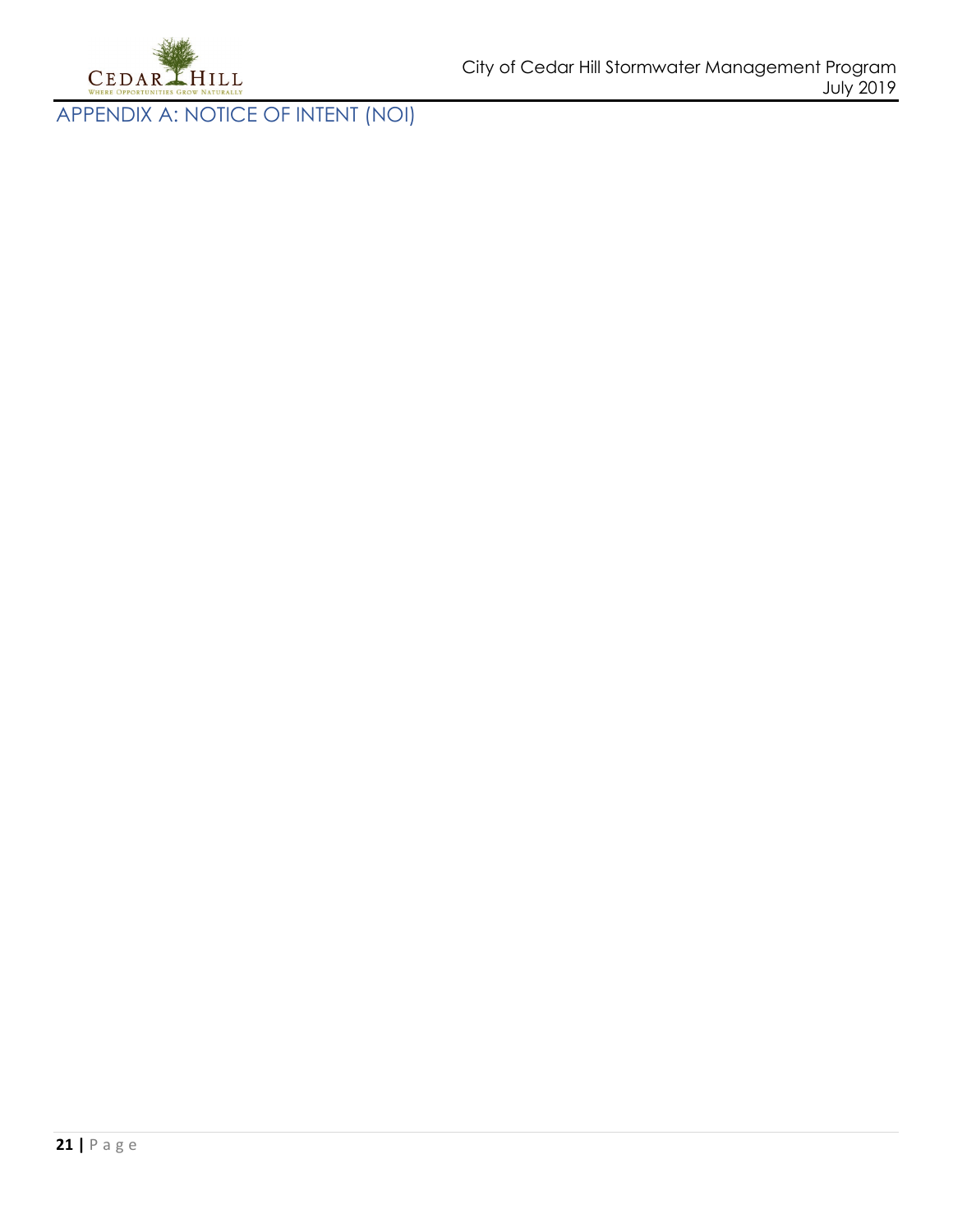# APPENDIX A: NOTICE OF INTENT (NOI)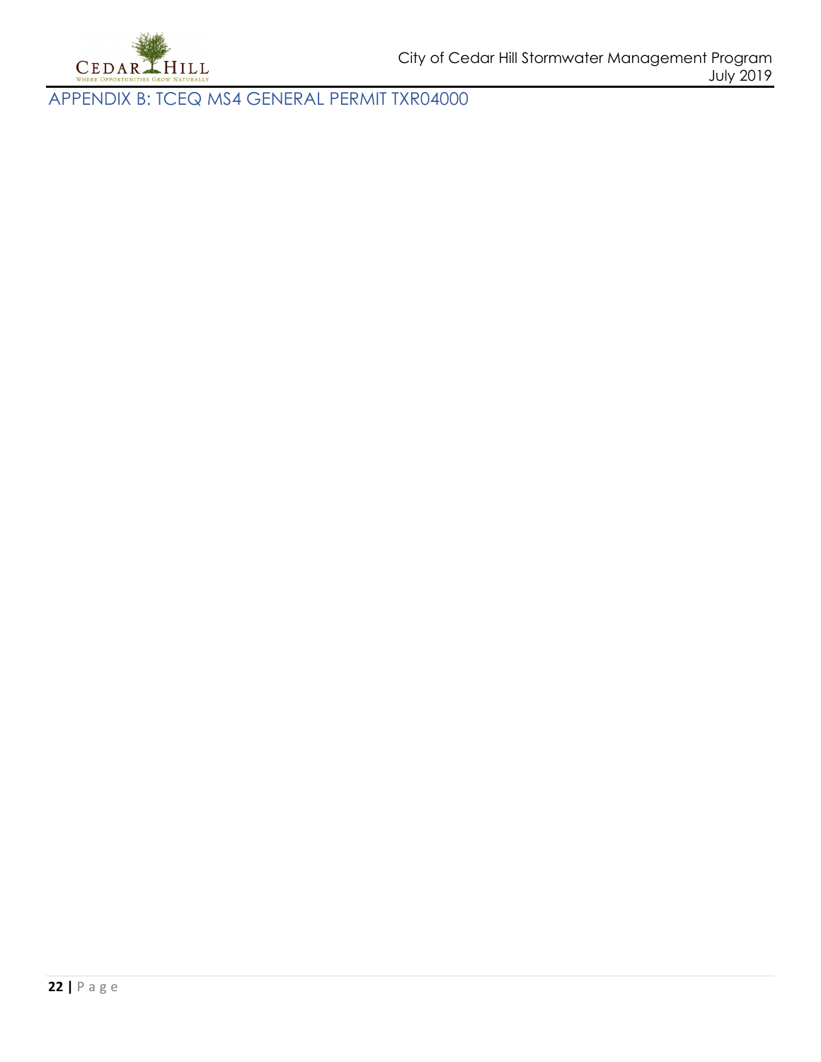## APPENDIX B: TCEQ MS4 GENERAL PERMIT TXR04000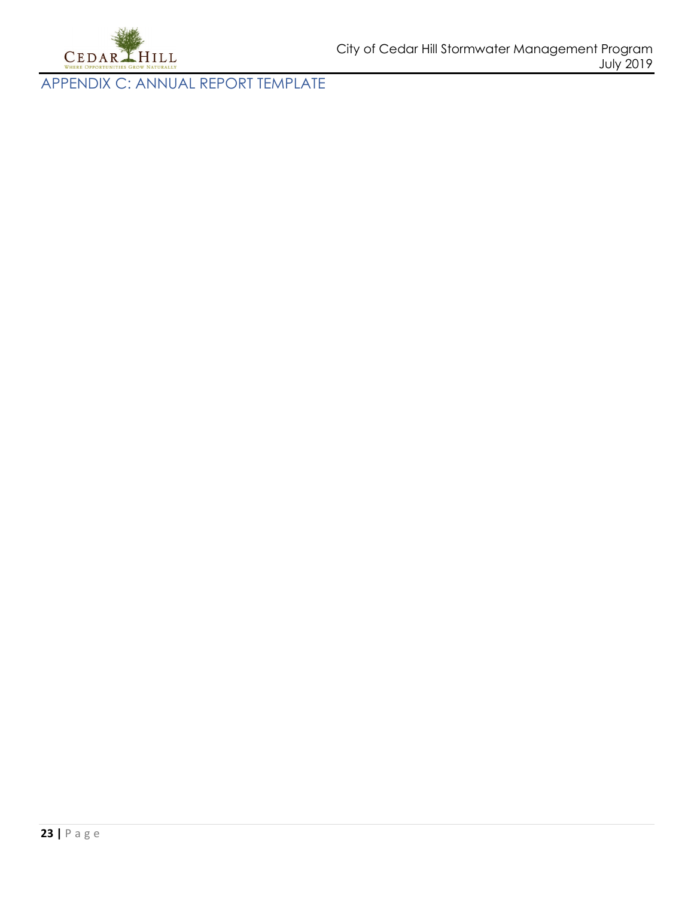# APPENDIX C: ANNUAL REPORT TEMPLATE